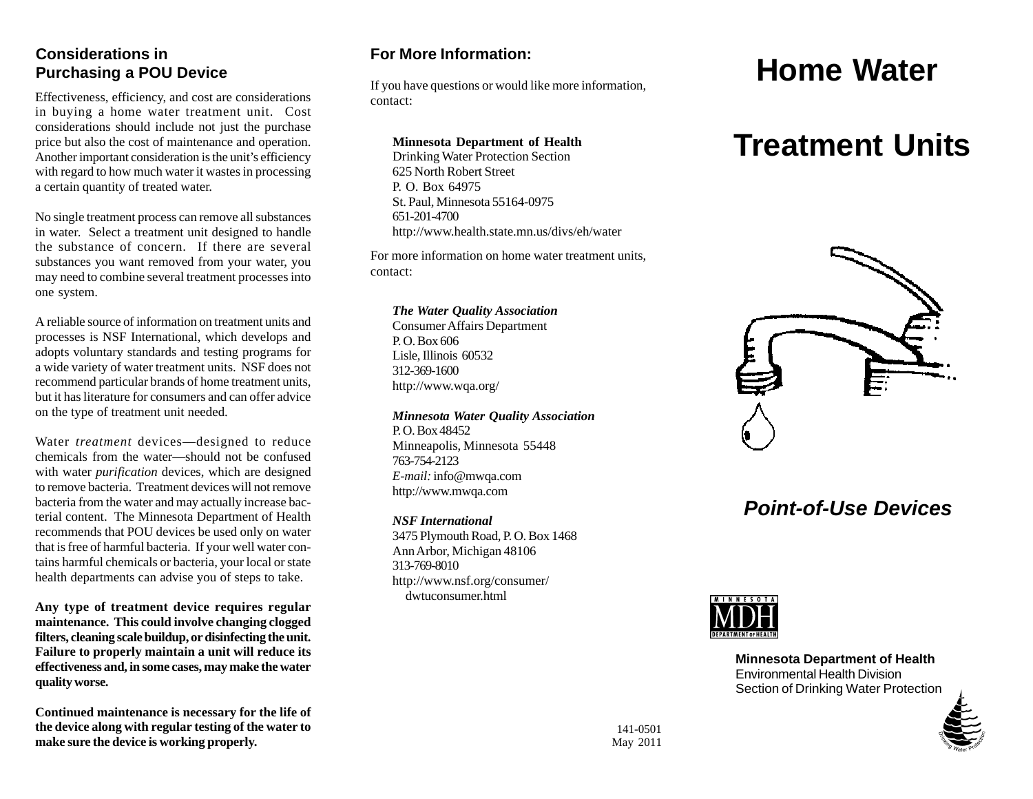## Considerations in Purchasing a POU Device

Effectiveness, efficiency, and cost are considerations in buying a home water treatment unit. Cost considerations should include not just the purchase price but also the cost of maintenance and operation. Another important consideration is the unit's efficiency with regard to how much water it wastes in processing a certain quantity of treated water.

No single treatment process can remove all substances in water. Select a treatment unit designed to handle the substance of concern. If there are several substances you want removed from your water, you may need to combine several treatment processes into one system.

A reliable source of information on treatment units and processes is NSF International, which develops and adopts voluntary standards and testing programs for a wide variety of water treatment units. NSF does not recommend particular brands of home treatment units, but it has literature for consumers and can offer advice on the type of treatment unit needed.

Water *treatment* devices—designed to reduce chemicals from the water—should not be confused with water *purification* devices, which are designed to remove bacteria. Treatment devices will not remove bacteria from the water and may actually increase bacterial content. The Minnesota Department of Health recommends that POU devices be used only on water that is free of harmful bacteria. If your well water contains harmful chemicals or bacteria, your local or state health departments can advise you of steps to take.

**Any type of treatment device requires regular maintenance. This could involve changing clogged filters, cleaning scale buildup, or disinfecting the unit. Failure to properly maintain a unit will reduce its effectiveness and, in some cases, may make the water quality worse.**

**Continued maintenance is necessary for the life of the device along with regular testing of the water to make sure the device is working properly.**

## For More Information:

If you have questions or would like more information, contact:

**Minnesota Department of Health**
Drinking Water Protection Section
625 North Robert Street
P. O. Box 64975
St. Paul, Minnesota 55164-0975
651-201-4700
http://www.health.state.mn.us/divs/eh/water

For more information on home water treatment units, contact:

***The Water Quality Association***
Consumer Affairs Department
P. O. Box 606
Lisle, Illinois 60532
312-369-1600
http://www.wqa.org/

***Minnesota Water Quality Association***
P. O. Box 48452
Minneapolis, Minnesota 55448
763-754-2123
*E-mail:* info@mwqa.com
http://www.mwqa.com

***NSF International***
3475 Plymouth Road, P. O. Box 1468
Ann Arbor, Michigan 48106
313-769-8010
http://www.nsf.org/consumer/dwtuconsumer.html

141-0501
May 2011

# Home Water Treatment Units

## *Point-of-Use Devices*

**Minnesota Department of Health**
Environmental Health Division
Section of Drinking Water Protection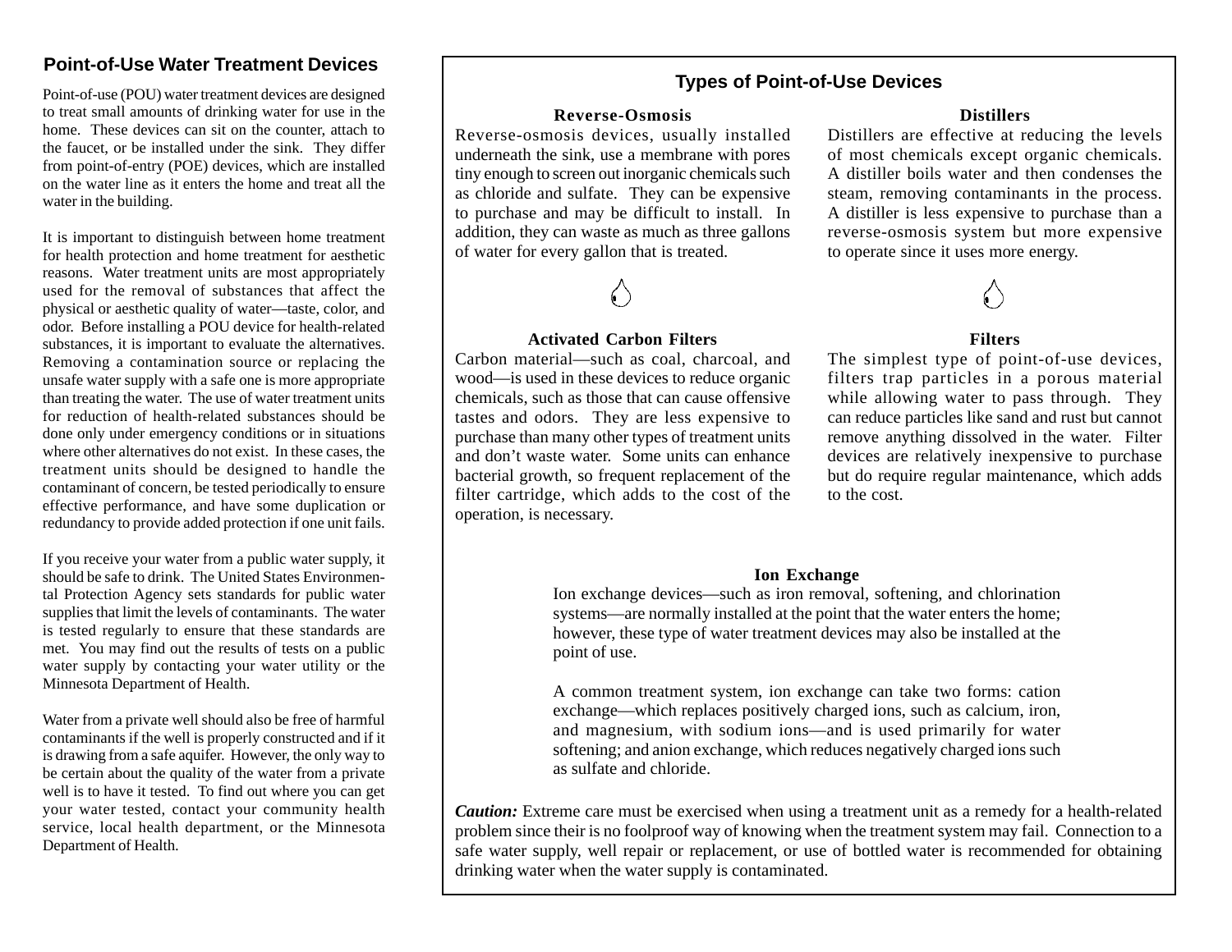## Point-of-Use Water Treatment Devices

Point-of-use (POU) water treatment devices are designed to treat small amounts of drinking water for use in the home. These devices can sit on the counter, attach to the faucet, or be installed under the sink. They differ from point-of-entry (POE) devices, which are installed on the water line as it enters the home and treat all the water in the building.

It is important to distinguish between home treatment for health protection and home treatment for aesthetic reasons. Water treatment units are most appropriately used for the removal of substances that affect the physical or aesthetic quality of water—taste, color, and odor. Before installing a POU device for health-related substances, it is important to evaluate the alternatives. Removing a contamination source or replacing the unsafe water supply with a safe one is more appropriate than treating the water. The use of water treatment units for reduction of health-related substances should be done only under emergency conditions or in situations where other alternatives do not exist. In these cases, the treatment units should be designed to handle the contaminant of concern, be tested periodically to ensure effective performance, and have some duplication or redundancy to provide added protection if one unit fails.

If you receive your water from a public water supply, it should be safe to drink. The United States Environmental Protection Agency sets standards for public water supplies that limit the levels of contaminants. The water is tested regularly to ensure that these standards are met. You may find out the results of tests on a public water supply by contacting your water utility or the Minnesota Department of Health.

Water from a private well should also be free of harmful contaminants if the well is properly constructed and if it is drawing from a safe aquifer. However, the only way to be certain about the quality of the water from a private well is to have it tested. To find out where you can get your water tested, contact your community health service, local health department, or the Minnesota Department of Health.

## Types of Point-of-Use Devices

### Reverse-Osmosis

Reverse-osmosis devices, usually installed underneath the sink, use a membrane with pores tiny enough to screen out inorganic chemicals such as chloride and sulfate. They can be expensive to purchase and may be difficult to install. In addition, they can waste as much as three gallons of water for every gallon that is treated.

### Distillers

Distillers are effective at reducing the levels of most chemicals except organic chemicals. A distiller boils water and then condenses the steam, removing contaminants in the process. A distiller is less expensive to purchase than a reverse-osmosis system but more expensive to operate since it uses more energy.

### Activated Carbon Filters

Carbon material—such as coal, charcoal, and wood—is used in these devices to reduce organic chemicals, such as those that can cause offensive tastes and odors. They are less expensive to purchase than many other types of treatment units and don't waste water. Some units can enhance bacterial growth, so frequent replacement of the filter cartridge, which adds to the cost of the operation, is necessary.

### Filters

The simplest type of point-of-use devices, filters trap particles in a porous material while allowing water to pass through. They can reduce particles like sand and rust but cannot remove anything dissolved in the water. Filter devices are relatively inexpensive to purchase but do require regular maintenance, which adds to the cost.

### Ion Exchange

Ion exchange devices—such as iron removal, softening, and chlorination systems—are normally installed at the point that the water enters the home; however, these type of water treatment devices may also be installed at the point of use.

A common treatment system, ion exchange can take two forms: cation exchange—which replaces positively charged ions, such as calcium, iron, and magnesium, with sodium ions—and is used primarily for water softening; and anion exchange, which reduces negatively charged ions such as sulfate and chloride.

***Caution:*** Extreme care must be exercised when using a treatment unit as a remedy for a health-related problem since their is no foolproof way of knowing when the treatment system may fail. Connection to a safe water supply, well repair or replacement, or use of bottled water is recommended for obtaining drinking water when the water supply is contaminated.